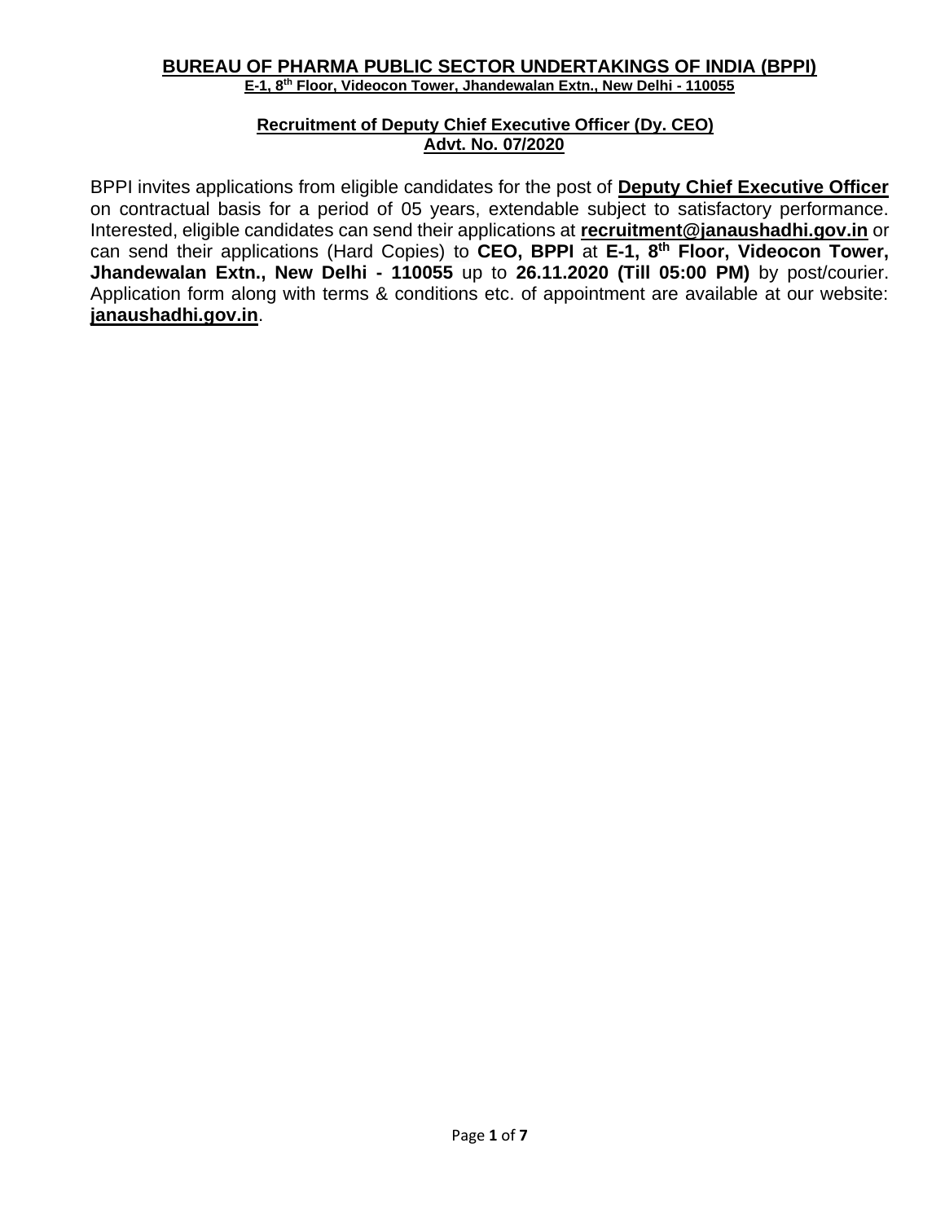# BUREAU OF PHARMA PUBLIC SECTOR UNDERTAKINGS OF INDIA (BPPI)

**E-1, 8th Floor, Videocon Tower, Jhandewalan Extn., New Delhi - 110055**

## Recruitment of Deputy Chief Executive Officer (Dy. CEO)

## Advt. No. 07/2020

BPPI invites applications from eligible candidates for the post of **Deputy Chief Executive Officer** on contractual basis for a period of 05 years, extendable subject to satisfactory performance. Interested, eligible candidates can send their applications at **recruitment@janaushadhi.gov.in** or can send their applications (Hard Copies) to **CEO, BPPI** at **E-1, 8th Floor, Videocon Tower, Jhandewalan Extn., New Delhi - 110055** up to **26.11.2020 (Till 05:00 PM)** by post/courier. Application form along with terms & conditions etc. of appointment are available at our website: **janaushadhi.gov.in**.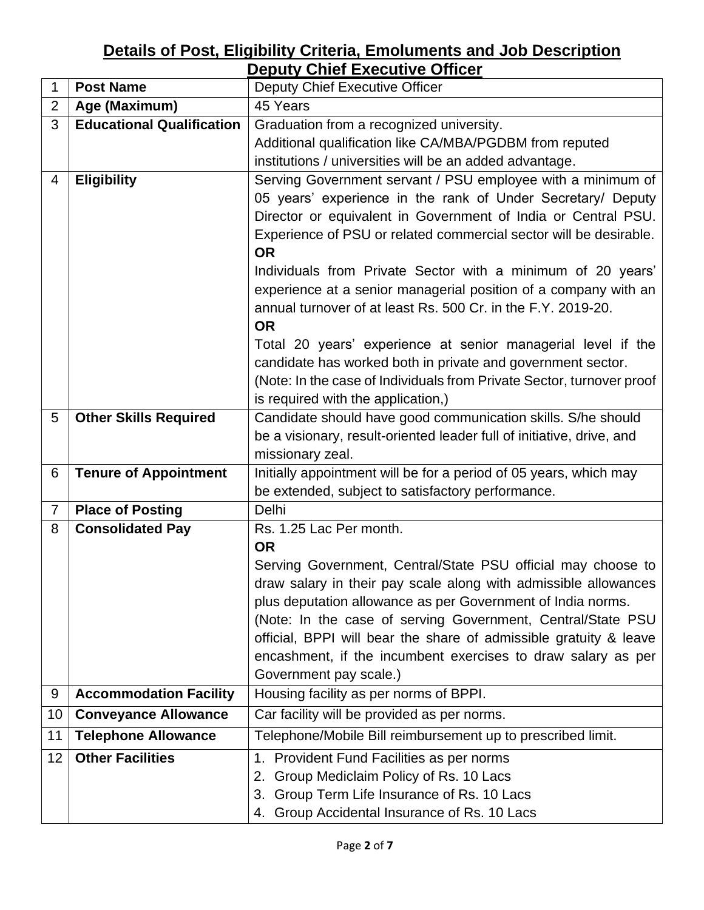## Details of Post, Eligibility Criteria, Emoluments and Job Description

## Deputy Chief Executive Officer

| | | |
|---|---|---|
| 1 | **Post Name** | Deputy Chief Executive Officer |
| 2 | **Age (Maximum)** | 45 Years |
| 3 | **Educational Qualification** | Graduation from a recognized university.<br>Additional qualification like CA/MBA/PGDBM from reputed institutions / universities will be an added advantage. |
| 4 | **Eligibility** | Serving Government servant / PSU employee with a minimum of 05 years' experience in the rank of Under Secretary/ Deputy Director or equivalent in Government of India or Central PSU. Experience of PSU or related commercial sector will be desirable.<br>**OR**<br>Individuals from Private Sector with a minimum of 20 years' experience at a senior managerial position of a company with an annual turnover of at least Rs. 500 Cr. in the F.Y. 2019-20.<br>**OR**<br>Total 20 years' experience at senior managerial level if the candidate has worked both in private and government sector.<br>(Note: In the case of Individuals from Private Sector, turnover proof is required with the application,) |
| 5 | **Other Skills Required** | Candidate should have good communication skills. S/he should be a visionary, result-oriented leader full of initiative, drive, and missionary zeal. |
| 6 | **Tenure of Appointment** | Initially appointment will be for a period of 05 years, which may be extended, subject to satisfactory performance. |
| 7 | **Place of Posting** | Delhi |
| 8 | **Consolidated Pay** | Rs. 1.25 Lac Per month.<br>**OR**<br>Serving Government, Central/State PSU official may choose to draw salary in their pay scale along with admissible allowances plus deputation allowance as per Government of India norms.<br>(Note: In the case of serving Government, Central/State PSU official, BPPI will bear the share of admissible gratuity & leave encashment, if the incumbent exercises to draw salary as per Government pay scale.) |
| 9 | **Accommodation Facility** | Housing facility as per norms of BPPI. |
| 10 | **Conveyance Allowance** | Car facility will be provided as per norms. |
| 11 | **Telephone Allowance** | Telephone/Mobile Bill reimbursement up to prescribed limit. |
| 12 | **Other Facilities** | 1. Provident Fund Facilities as per norms<br>2. Group Mediclaim Policy of Rs. 10 Lacs<br>3. Group Term Life Insurance of Rs. 10 Lacs<br>4. Group Accidental Insurance of Rs. 10 Lacs |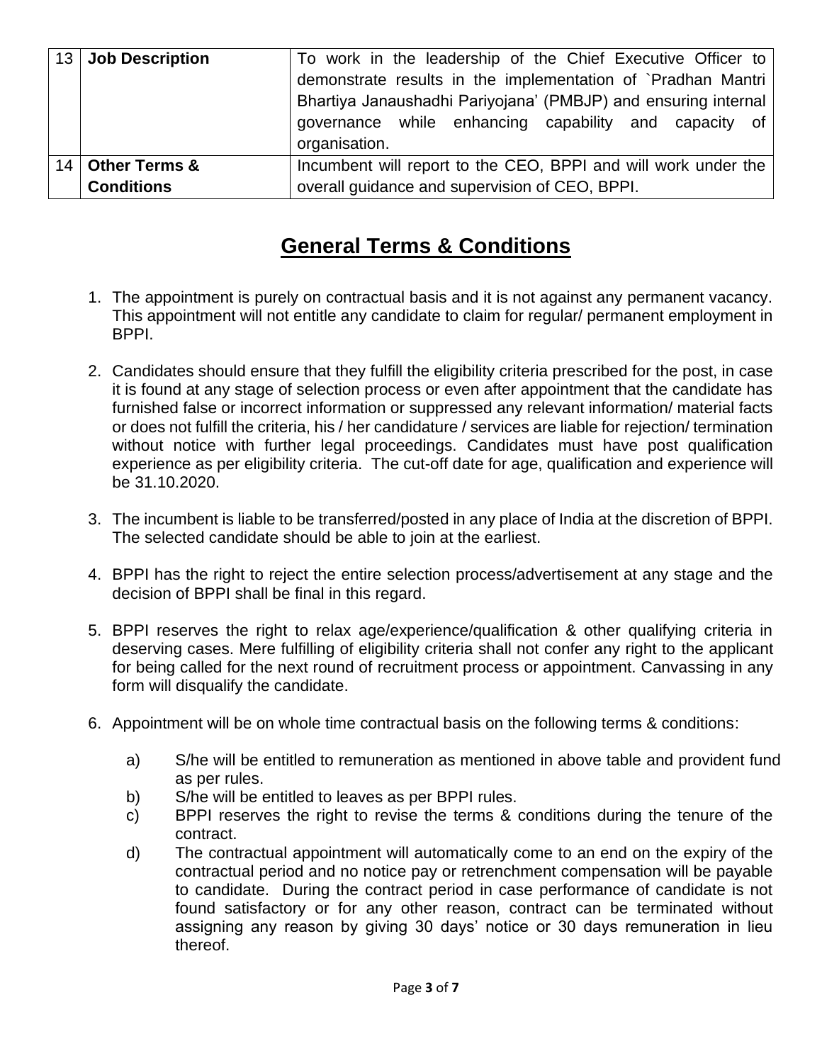| | | |
|---|---|---|
| 13 | **Job Description** | To work in the leadership of the Chief Executive Officer to demonstrate results in the implementation of `Pradhan Mantri Bhartiya Janaushadhi Pariyojana' (PMBJP) and ensuring internal governance while enhancing capability and capacity of organisation. |
| 14 | **Other Terms & Conditions** | Incumbent will report to the CEO, BPPI and will work under the overall guidance and supervision of CEO, BPPI. |

## General Terms & Conditions

1. The appointment is purely on contractual basis and it is not against any permanent vacancy. This appointment will not entitle any candidate to claim for regular/ permanent employment in BPPI.

2. Candidates should ensure that they fulfill the eligibility criteria prescribed for the post, in case it is found at any stage of selection process or even after appointment that the candidate has furnished false or incorrect information or suppressed any relevant information/ material facts or does not fulfill the criteria, his / her candidature / services are liable for rejection/ termination without notice with further legal proceedings. Candidates must have post qualification experience as per eligibility criteria. The cut-off date for age, qualification and experience will be 31.10.2020.

3. The incumbent is liable to be transferred/posted in any place of India at the discretion of BPPI. The selected candidate should be able to join at the earliest.

4. BPPI has the right to reject the entire selection process/advertisement at any stage and the decision of BPPI shall be final in this regard.

5. BPPI reserves the right to relax age/experience/qualification & other qualifying criteria in deserving cases. Mere fulfilling of eligibility criteria shall not confer any right to the applicant for being called for the next round of recruitment process or appointment. Canvassing in any form will disqualify the candidate.

6. Appointment will be on whole time contractual basis on the following terms & conditions:

   a) S/he will be entitled to remuneration as mentioned in above table and provident fund as per rules.
   b) S/he will be entitled to leaves as per BPPI rules.
   c) BPPI reserves the right to revise the terms & conditions during the tenure of the contract.
   d) The contractual appointment will automatically come to an end on the expiry of the contractual period and no notice pay or retrenchment compensation will be payable to candidate. During the contract period in case performance of candidate is not found satisfactory or for any other reason, contract can be terminated without assigning any reason by giving 30 days' notice or 30 days remuneration in lieu thereof.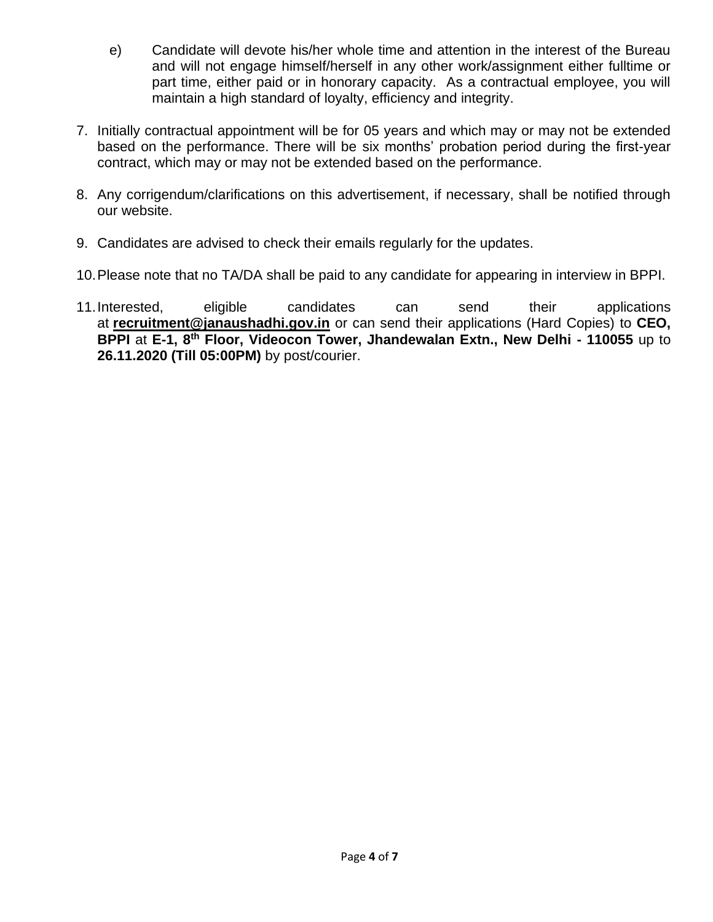e) Candidate will devote his/her whole time and attention in the interest of the Bureau and will not engage himself/herself in any other work/assignment either fulltime or part time, either paid or in honorary capacity. As a contractual employee, you will maintain a high standard of loyalty, efficiency and integrity.

7. Initially contractual appointment will be for 05 years and which may or may not be extended based on the performance. There will be six months' probation period during the first-year contract, which may or may not be extended based on the performance.

8. Any corrigendum/clarifications on this advertisement, if necessary, shall be notified through our website.

9. Candidates are advised to check their emails regularly for the updates.

10. Please note that no TA/DA shall be paid to any candidate for appearing in interview in BPPI.

11. Interested, eligible candidates can send their applications at **recruitment@janaushadhi.gov.in** or can send their applications (Hard Copies) to **CEO, BPPI** at **E-1, 8th Floor, Videocon Tower, Jhandewalan Extn., New Delhi - 110055** up to **26.11.2020 (Till 05:00PM)** by post/courier.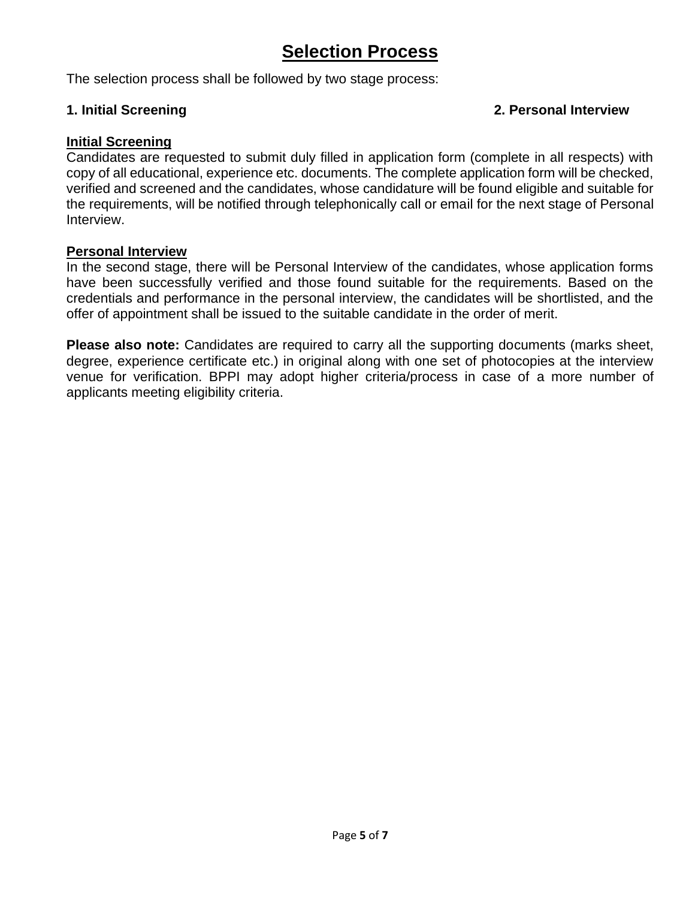# Selection Process

The selection process shall be followed by two stage process:

**1. Initial Screening** **2. Personal Interview**

**Initial Screening**

Candidates are requested to submit duly filled in application form (complete in all respects) with copy of all educational, experience etc. documents. The complete application form will be checked, verified and screened and the candidates, whose candidature will be found eligible and suitable for the requirements, will be notified through telephonically call or email for the next stage of Personal Interview.

**Personal Interview**

In the second stage, there will be Personal Interview of the candidates, whose application forms have been successfully verified and those found suitable for the requirements. Based on the credentials and performance in the personal interview, the candidates will be shortlisted, and the offer of appointment shall be issued to the suitable candidate in the order of merit.

**Please also note:** Candidates are required to carry all the supporting documents (marks sheet, degree, experience certificate etc.) in original along with one set of photocopies at the interview venue for verification. BPPI may adopt higher criteria/process in case of a more number of applicants meeting eligibility criteria.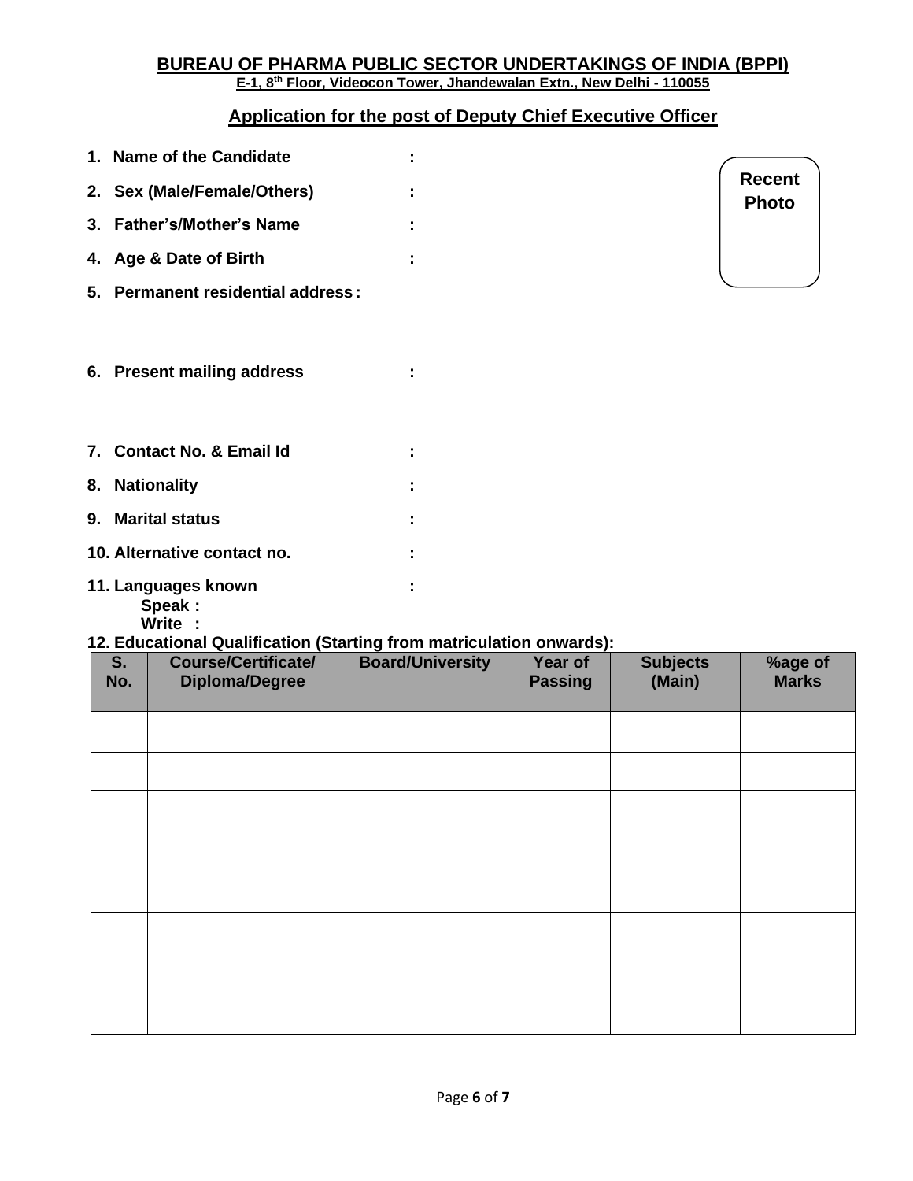# BUREAU OF PHARMA PUBLIC SECTOR UNDERTAKINGS OF INDIA (BPPI)

**E-1, 8th Floor, Videocon Tower, Jhandewalan Extn., New Delhi - 110055**

## Application for the post of Deputy Chief Executive Officer

**Recent Photo**

1. **Name of the Candidate :**
2. **Sex (Male/Female/Others) :**
3. **Father's/Mother's Name :**
4. **Age & Date of Birth :**
5. **Permanent residential address :**

6. **Present mailing address :**

7. **Contact No. & Email Id :**
8. **Nationality :**
9. **Marital status :**
10. **Alternative contact no. :**
11. **Languages known :**
    - **Speak :**
    - **Write :**
12. **Educational Qualification (Starting from matriculation onwards):**

| S. No. | Course/Certificate/ Diploma/Degree | Board/University | Year of Passing | Subjects (Main) | %age of Marks |
|---|---|---|---|---|---|
| | | | | | |
| | | | | | |
| | | | | | |
| | | | | | |
| | | | | | |
| | | | | | |
| | | | | | |
| | | | | | |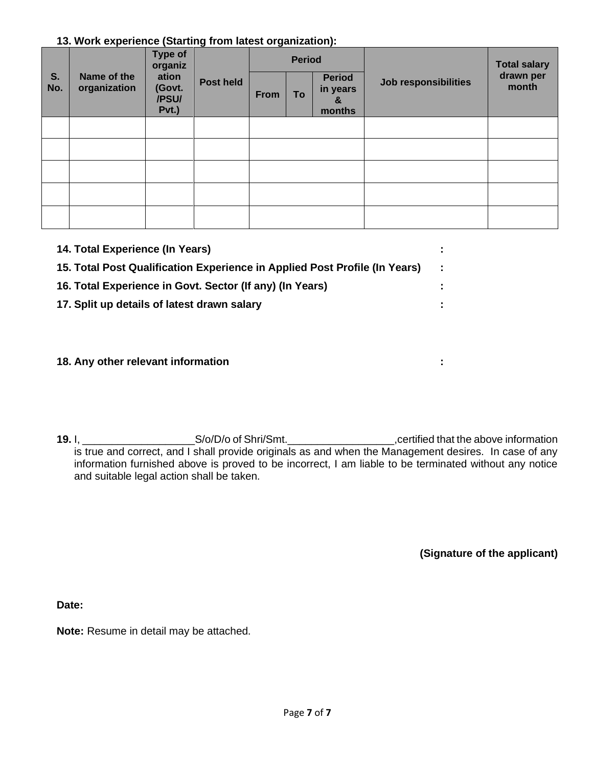**13. Work experience (Starting from latest organization):**

| S. No. | Name of the organization | Type of organization (Govt. /PSU/ Pvt.) | Post held | Period | | | Job responsibilities | Total salary drawn per month |
|---|---|---|---|---|---|---|---|---|
| | | | | From | To | Period in years & months | | |
| | | | | | | | | |
| | | | | | | | | |
| | | | | | | | | |
| | | | | | | | | |
| | | | | | | | | |

**14. Total Experience (In Years) :**

**15. Total Post Qualification Experience in Applied Post Profile (In Years) :**

**16. Total Experience in Govt. Sector (If any) (In Years) :**

**17. Split up details of latest drawn salary :**

**18. Any other relevant information :**

**19.** I, ___________________S/o/D/o of Shri/Smt.__________________,certified that the above information is true and correct, and I shall provide originals as and when the Management desires. In case of any information furnished above is proved to be incorrect, I am liable to be terminated without any notice and suitable legal action shall be taken.

**(Signature of the applicant)**

**Date:**

**Note:** Resume in detail may be attached.